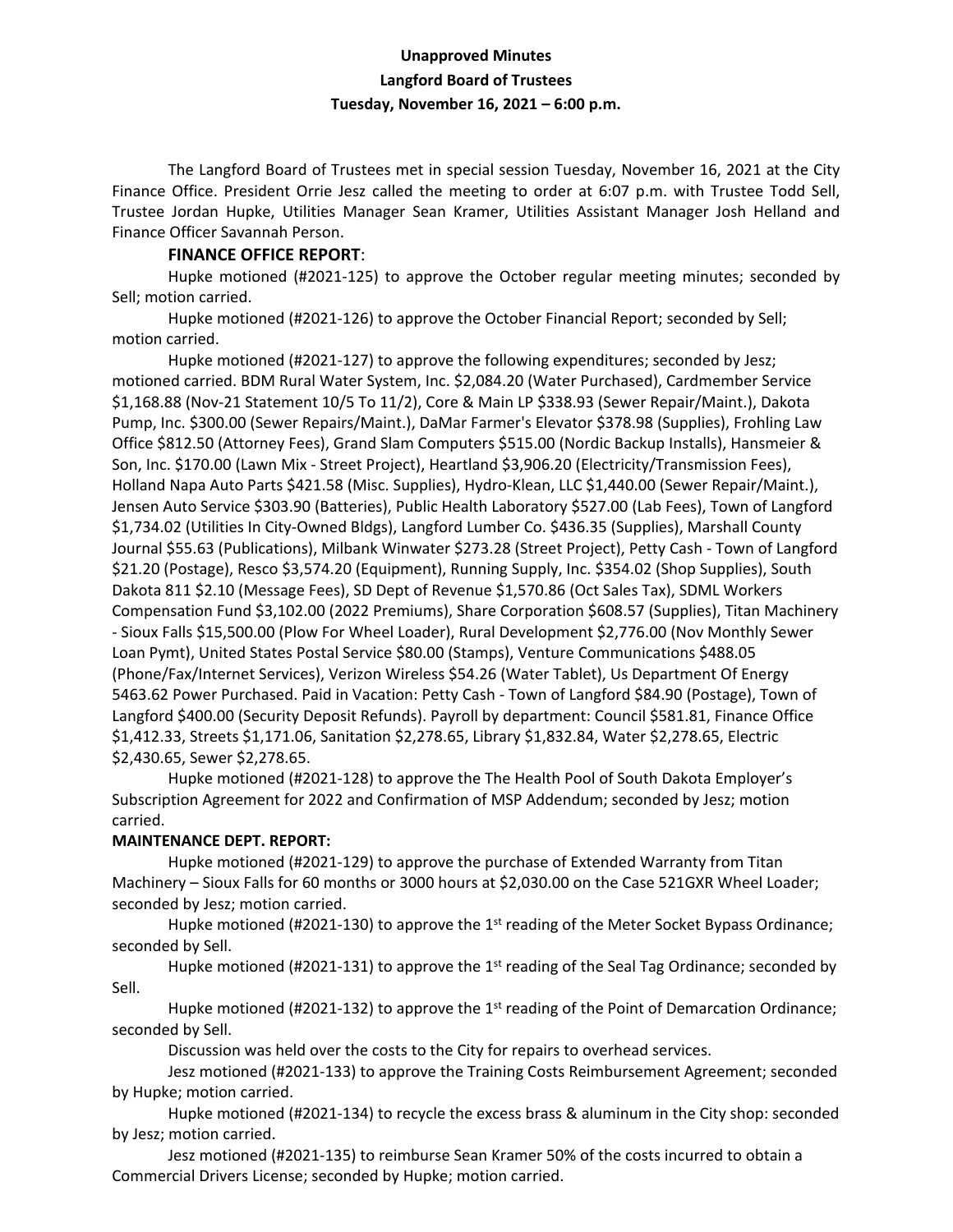**Unapproved Minutes**

**Langford Board of Trustees**

**Tuesday, November 16, 2021 – 6:00 p.m.**

The Langford Board of Trustees met in special session Tuesday, November 16, 2021 at the City Finance Office. President Orrie Jesz called the meeting to order at 6:07 p.m. with Trustee Todd Sell, Trustee Jordan Hupke, Utilities Manager Sean Kramer, Utilities Assistant Manager Josh Helland and Finance Officer Savannah Person.

**FINANCE OFFICE REPORT**:

Hupke motioned (#2021-125) to approve the October regular meeting minutes; seconded by Sell; motion carried.

Hupke motioned (#2021-126) to approve the October Financial Report; seconded by Sell; motion carried.

Hupke motioned (#2021-127) to approve the following expenditures; seconded by Jesz; motioned carried. BDM Rural Water System, Inc. $2,084.20 (Water Purchased), Cardmember Service $1,168.88 (Nov-21 Statement 10/5 To 11/2), Core & Main LP $338.93 (Sewer Repair/Maint.), Dakota Pump, Inc. $300.00 (Sewer Repairs/Maint.), DaMar Farmer's Elevator $378.98 (Supplies), Frohling Law Office $812.50 (Attorney Fees), Grand Slam Computers $515.00 (Nordic Backup Installs), Hansmeier & Son, Inc. $170.00 (Lawn Mix - Street Project), Heartland $3,906.20 (Electricity/Transmission Fees), Holland Napa Auto Parts $421.58 (Misc. Supplies), Hydro-Klean, LLC $1,440.00 (Sewer Repair/Maint.), Jensen Auto Service $303.90 (Batteries), Public Health Laboratory $527.00 (Lab Fees), Town of Langford $1,734.02 (Utilities In City-Owned Bldgs), Langford Lumber Co. $436.35 (Supplies), Marshall County Journal $55.63 (Publications), Milbank Winwater $273.28 (Street Project), Petty Cash - Town of Langford $21.20 (Postage), Resco $3,574.20 (Equipment), Running Supply, Inc. $354.02 (Shop Supplies), South Dakota 811 $2.10 (Message Fees), SD Dept of Revenue $1,570.86 (Oct Sales Tax), SDML Workers Compensation Fund $3,102.00 (2022 Premiums), Share Corporation $608.57 (Supplies), Titan Machinery - Sioux Falls $15,500.00 (Plow For Wheel Loader), Rural Development $2,776.00 (Nov Monthly Sewer Loan Pymt), United States Postal Service $80.00 (Stamps), Venture Communications $488.05 (Phone/Fax/Internet Services), Verizon Wireless $54.26 (Water Tablet), Us Department Of Energy 5463.62 Power Purchased. Paid in Vacation: Petty Cash - Town of Langford $84.90 (Postage), Town of Langford $400.00 (Security Deposit Refunds). Payroll by department: Council $581.81, Finance Office $1,412.33, Streets $1,171.06, Sanitation $2,278.65, Library $1,832.84, Water $2,278.65, Electric $2,430.65, Sewer $2,278.65.

Hupke motioned (#2021-128) to approve the The Health Pool of South Dakota Employer's Subscription Agreement for 2022 and Confirmation of MSP Addendum; seconded by Jesz; motion carried.

**MAINTENANCE DEPT. REPORT:**

Hupke motioned (#2021-129) to approve the purchase of Extended Warranty from Titan Machinery – Sioux Falls for 60 months or 3000 hours at $2,030.00 on the Case 521GXR Wheel Loader; seconded by Jesz; motion carried.

Hupke motioned (#2021-130) to approve the 1st reading of the Meter Socket Bypass Ordinance; seconded by Sell.

Hupke motioned (#2021-131) to approve the 1st reading of the Seal Tag Ordinance; seconded by Sell.

Hupke motioned (#2021-132) to approve the 1st reading of the Point of Demarcation Ordinance; seconded by Sell.

Discussion was held over the costs to the City for repairs to overhead services.

Jesz motioned (#2021-133) to approve the Training Costs Reimbursement Agreement; seconded by Hupke; motion carried.

Hupke motioned (#2021-134) to recycle the excess brass & aluminum in the City shop: seconded by Jesz; motion carried.

Jesz motioned (#2021-135) to reimburse Sean Kramer 50% of the costs incurred to obtain a Commercial Drivers License; seconded by Hupke; motion carried.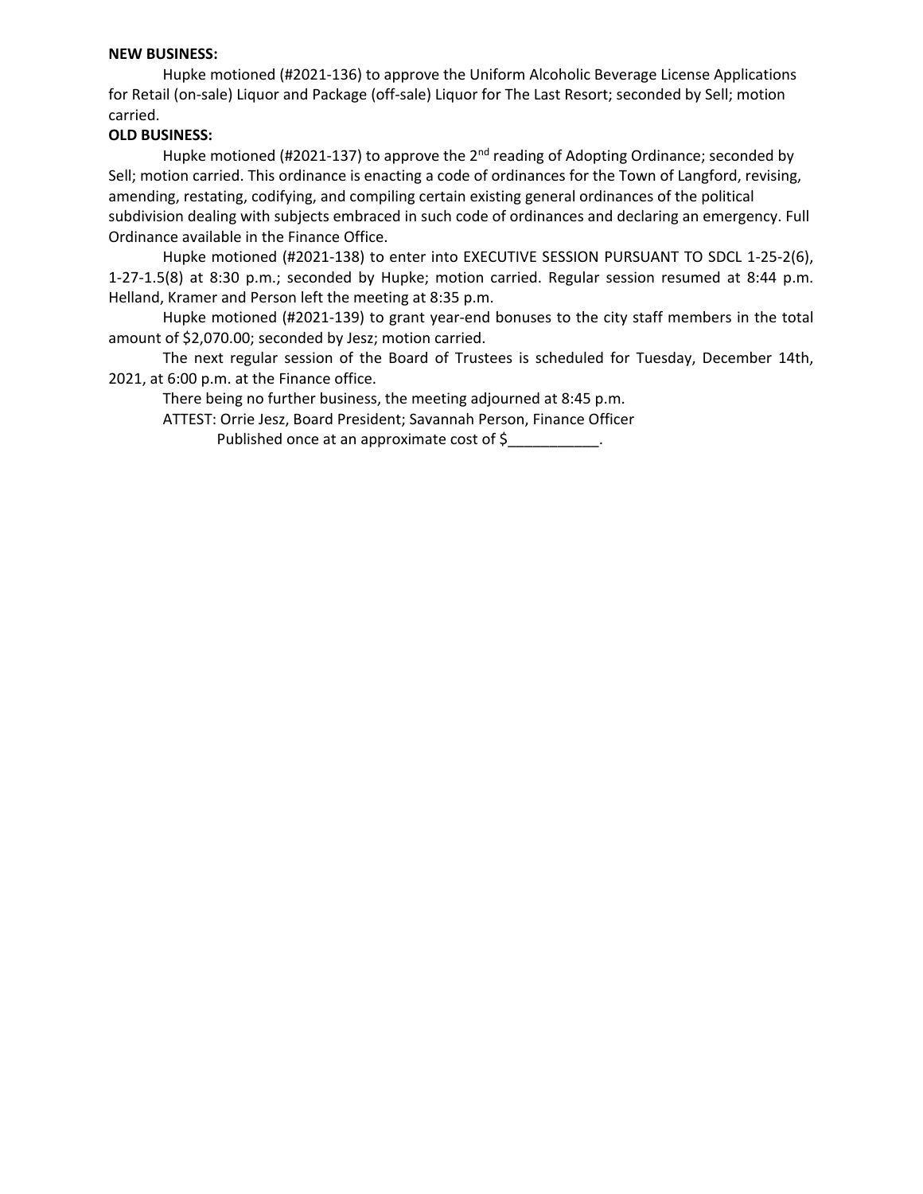**NEW BUSINESS:**

Hupke motioned (#2021-136) to approve the Uniform Alcoholic Beverage License Applications for Retail (on-sale) Liquor and Package (off-sale) Liquor for The Last Resort; seconded by Sell; motion carried.

**OLD BUSINESS:**

Hupke motioned (#2021-137) to approve the 2nd reading of Adopting Ordinance; seconded by Sell; motion carried. This ordinance is enacting a code of ordinances for the Town of Langford, revising, amending, restating, codifying, and compiling certain existing general ordinances of the political subdivision dealing with subjects embraced in such code of ordinances and declaring an emergency. Full Ordinance available in the Finance Office.

Hupke motioned (#2021-138) to enter into EXECUTIVE SESSION PURSUANT TO SDCL 1-25-2(6), 1-27-1.5(8) at 8:30 p.m.; seconded by Hupke; motion carried. Regular session resumed at 8:44 p.m. Helland, Kramer and Person left the meeting at 8:35 p.m.

Hupke motioned (#2021-139) to grant year-end bonuses to the city staff members in the total amount of $2,070.00; seconded by Jesz; motion carried.

The next regular session of the Board of Trustees is scheduled for Tuesday, December 14th, 2021, at 6:00 p.m. at the Finance office.

There being no further business, the meeting adjourned at 8:45 p.m.

ATTEST: Orrie Jesz, Board President; Savannah Person, Finance Officer

Published once at an approximate cost of $___________.